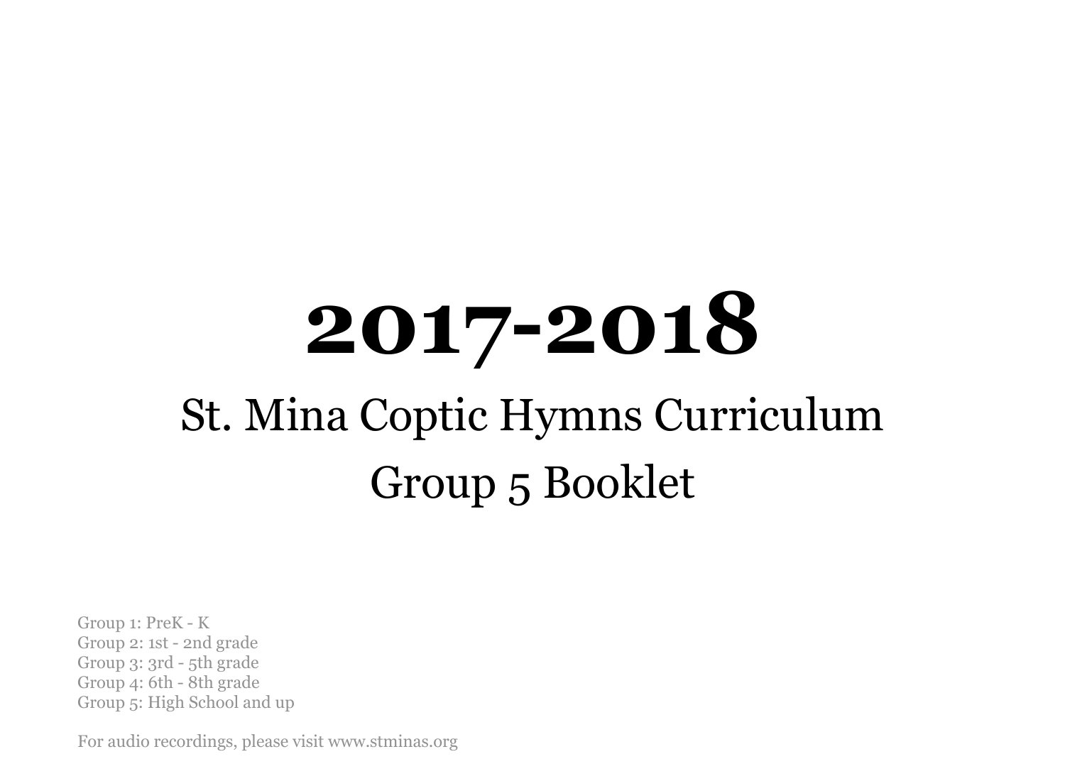# 2017-2018

## St. Mina Coptic Hymns Curriculum

## Group 5 Booklet

Group 1: PreK - K
Group 2: 1st - 2nd grade
Group 3: 3rd - 5th grade
Group 4: 6th - 8th grade
Group 5: High School and up

For audio recordings, please visit www.stminas.org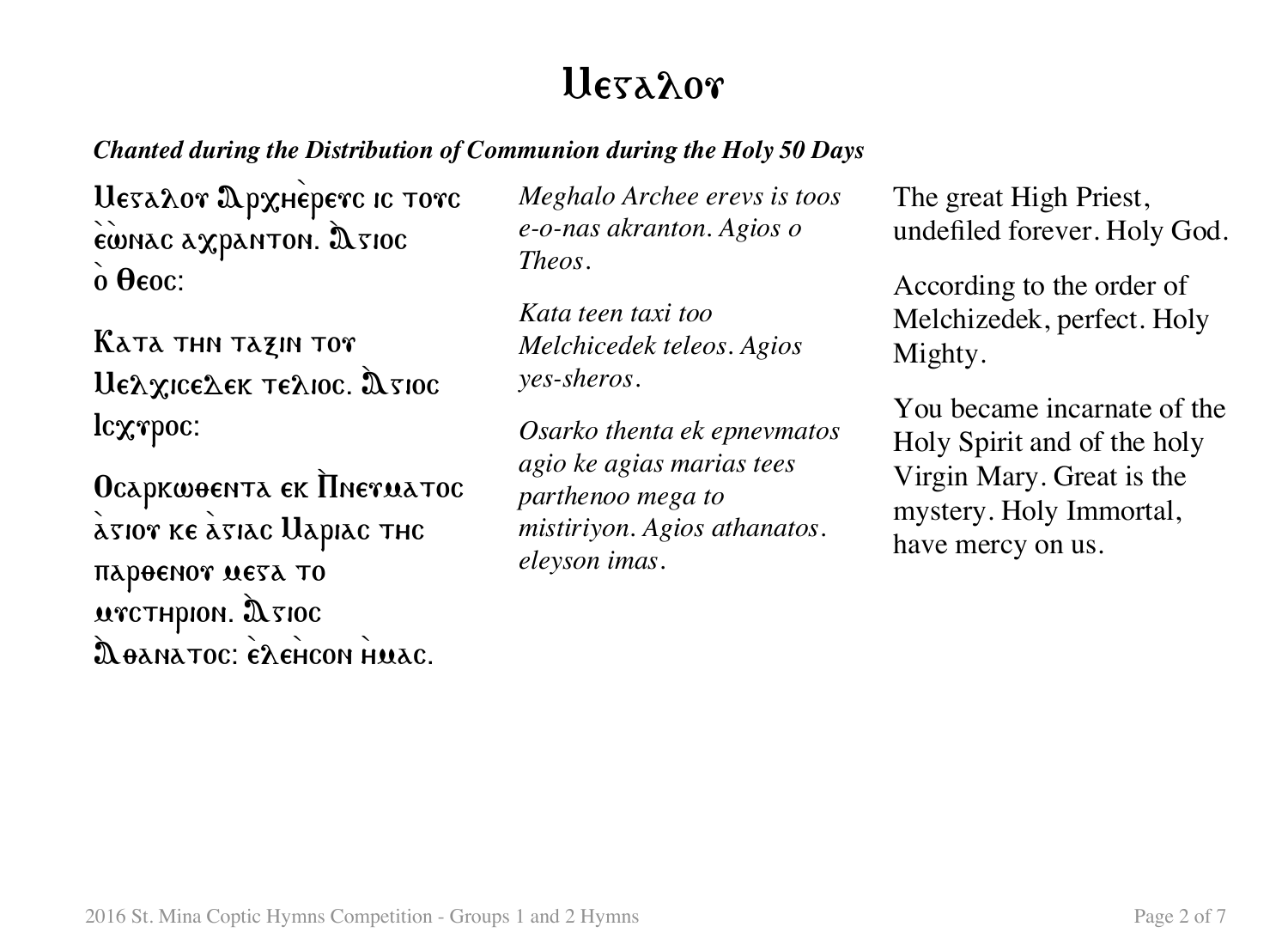# Ⲙⲉⲅⲁⲗⲟⲩ

***Chanted during the Distribution of Communion during the Holy 50 Days***

Ⲙⲉⲅⲁⲗⲟⲩ Ⲁⲣⲭⲏⲉ̀ⲣⲉⲩⲥ ⲓⲥ ⲧⲟⲩⲥ ⲉ̀ⲱ̀ⲛⲁⲥ ⲁⲭⲣⲁⲛⲧⲟⲛ. Ⲁⲅⲓⲟⲥ ⲟ̀ Ⲑⲉⲟⲥ:

Ⲕⲁⲧⲁ ⲧⲏⲛ ⲧⲁⲝⲓⲛ ⲧⲟⲩ Ⲙⲉⲗⲭⲓⲥⲉⲇⲉⲕ ⲧⲉⲗⲓⲟⲥ. Ⲁⲅⲓⲟⲥ Ⲓⲥⲭⲩⲣⲟⲥ:

Ⲟⲥⲁⲣⲕⲱⲑⲉⲛⲧⲁ ⲉⲕ Ⲡ̀ⲛⲉⲩⲙⲁⲧⲟⲥ ⲁ̀ⲅⲓⲟⲩ ⲕⲉ ⲁ̀ⲅⲓⲁⲥ Ⲙⲁⲣⲓⲁⲥ ⲧⲏⲥ ⲡⲁⲣⲑⲉⲛⲟⲩ ⲙⲉⲅⲁ ⲧⲟ ⲙⲩⲥⲧⲏⲣⲓⲟⲛ. Ⲁⲅⲓⲟⲥ Ⲁⲑⲁⲛⲁⲧⲟⲥ: ⲉ̀ⲗⲉⲏ̀ⲥⲟⲛ ⲏ̀ⲙⲁⲥ.

*Meghalo Archee erevs is toos e-o-nas akranton. Agios o Theos.*

*Kata teen taxi too Melchicedek teleos. Agios yes-sheros.*

*Osarko thenta ek epnevmatos agio ke agias marias tees parthenoo mega to mistiriyon. Agios athanatos. eleyson imas.*

The great High Priest, undefiled forever. Holy God.

According to the order of Melchizedek, perfect. Holy Mighty.

You became incarnate of the Holy Spirit and of the holy Virgin Mary. Great is the mystery. Holy Immortal, have mercy on us.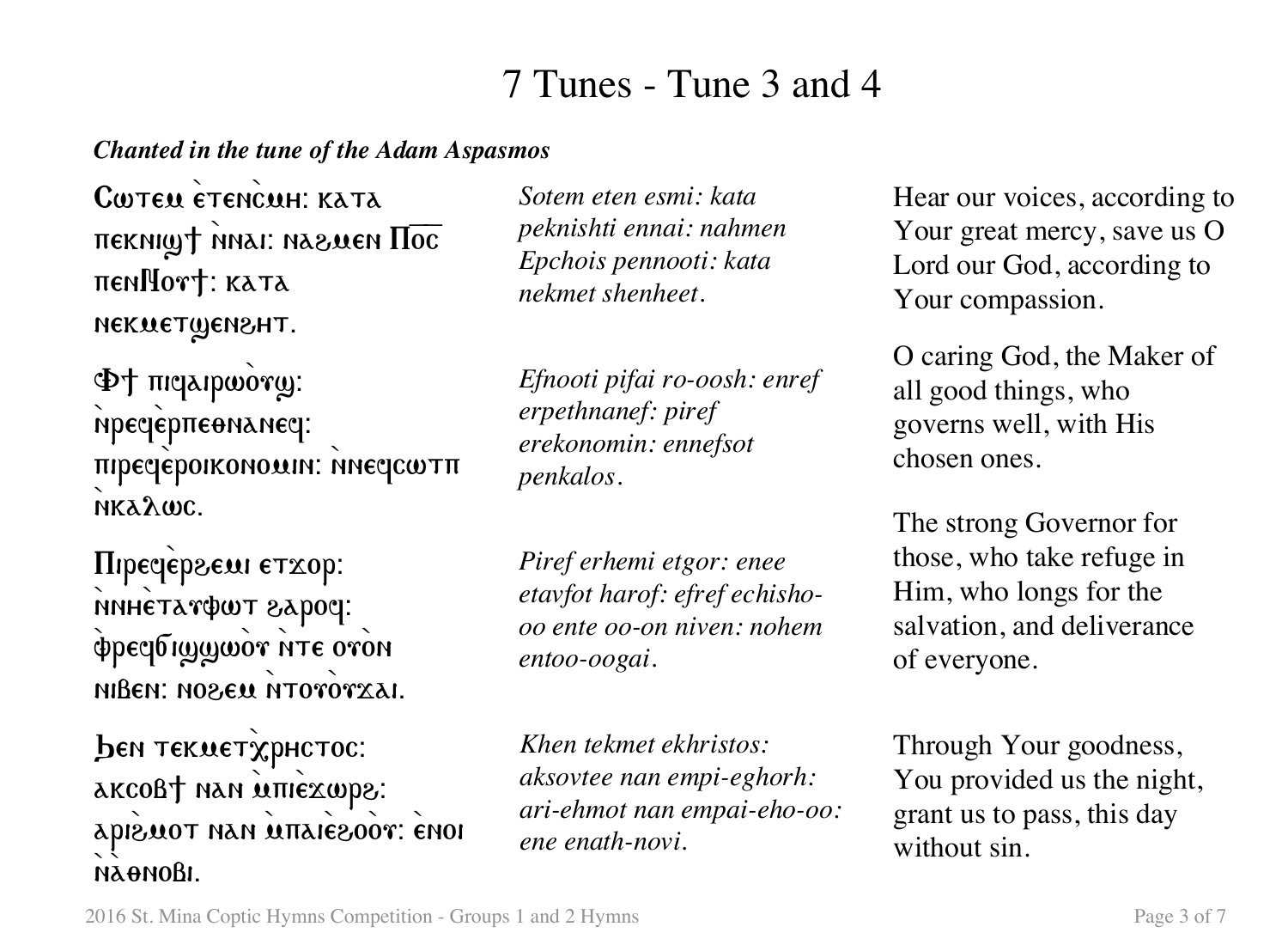# 7 Tunes - Tune 3 and 4

***Chanted in the tune of the Adam Aspasmos***

| | | |
|---|---|---|
| Ⲥⲱⲧⲉⲙ ⲉ̀ⲧⲉⲛⲥ̀ⲙⲏ: ⲕⲁⲧⲁ ⲡⲉⲕⲛⲓϣϯ ⲛ̀ⲛⲁⲓ: ⲛⲁϩⲙⲉⲛ Ⲡⲟ̅ⲥ̅ ⲡⲉⲛⲚⲟⲩϯ: ⲕⲁⲧⲁ ⲛⲉⲕⲙⲉⲧϣⲉⲛϩⲏⲧ. | *Sotem eten esmi: kata peknishti ennai: nahmen Epchois pennooti: kata nekmet shenheet.* | Hear our voices, according to Your great mercy, save us O Lord our God, according to Your compassion. |
| Ⲫϯ ⲡⲓϥⲁⲓⲣⲱ̀ⲟⲩϣ: ⲛ̀ⲣⲉϥⲉ̀ⲣⲡⲉⲑⲛⲁⲛⲉϥ: ⲡⲓⲣⲉϥⲉ̀ⲣⲟⲓⲕⲟⲛⲟⲙⲓⲛ: ⲛ̀ⲛⲉϥⲥⲱⲧⲡ ⲛ̀ⲕⲁⲗⲱⲥ. | *Efnooti pifai ro-oosh: enref erpethnanef: piref erekonomin: ennefsot penkalos.* | O caring God, the Maker of all good things, who governs well, with His chosen ones. |
| Ⲡⲓⲣⲉϥⲉ̀ⲣϩⲉⲙⲓ ⲉⲧϫⲟⲣ: ⲛ̀ⲛⲏⲉ̀ⲧⲁⲩⲫⲱⲧ ϩⲁⲣⲟϥ: ⲫ̀ⲣⲉϥϭⲓϣϣⲱ̀ⲟⲩ ⲛ̀ⲧⲉ ⲟⲩ̀ⲟⲛ ⲛⲓⲃⲉⲛ: ⲛⲟϩⲉⲙ ⲛ̀ⲧⲟⲩⲟ̀ⲩϫⲁⲓ. | *Piref erhemi etgor: enee etavfot harof: efref echisho-oo ente oo-on niven: nohem entoo-oogai.* | The strong Governor for those, who take refuge in Him, who longs for the salvation, and deliverance of everyone. |
| Ϧⲉⲛ ⲧⲉⲕⲙⲉⲧⲭ̀ⲣⲏⲥⲧⲟⲥ: ⲁⲕⲥⲟⲃϯ ⲛⲁⲛ ⲙ̀ⲡⲓⲉ̀ϫⲱⲣϩ: ⲁⲣⲓϩ̀ⲙⲟⲧ ⲛⲁⲛ ⲙ̀ⲡⲁⲓⲉ̀ϩⲟ̀ⲟⲩ: ⲉ̀ⲛⲟⲓ ⲛ̀ⲁ̀ⲑⲛⲟⲃⲓ. | *Khen tekmet ekhristos: aksovtee nan empi-eghorh: ari-ehmot nan empai-eho-oo: ene enath-novi.* | Through Your goodness, You provided us the night, grant us to pass, this day without sin. |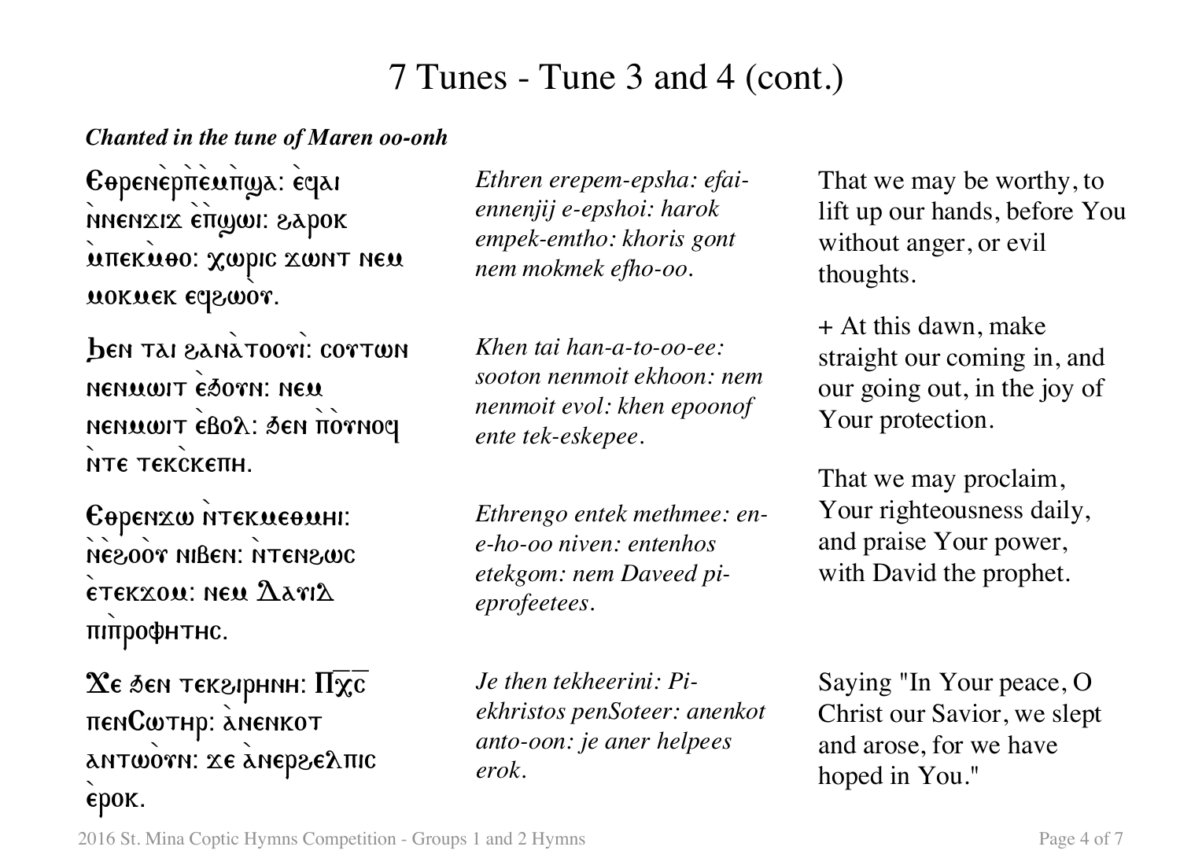# 7 Tunes - Tune 3 and 4 (cont.)

***Chanted in the tune of Maren oo-onh***

Ⲉⲑⲣⲉⲛⲉ̀ⲣⲡ̀ⲉⲙ̀ⲡϣⲁ: ⲉ̀ϥⲁⲓ ⲛ̀ⲛⲉⲛϫⲓϫ ⲉ̀ⲡ̀ϣⲱⲓ: ϩⲁⲣⲟⲕ ⲙ̀ⲡⲉⲕⲙ̀ⲑⲟ: ⲭⲱⲣⲓⲥ ϫⲱⲛⲧ ⲛⲉⲙ ⲙⲟⲕⲙⲉⲕ ⲉϥϩⲱ̀ⲟⲩ.

*Ethren erepem-epsha: efai-ennenjij e-epshoi: harok empek-emtho: khoris gont nem mokmek efho-oo.*

That we may be worthy, to lift up our hands, before You without anger, or evil thoughts.

Ϧⲉⲛ ⲧⲁⲓ ϩⲁⲛⲁ̀ⲧⲟⲟⲩ̀ⲓ: ⲥⲟⲩⲧⲱⲛ ⲛⲉⲛⲙⲱⲓⲧ ⲉ̀ϧⲟⲩⲛ: ⲛⲉⲙ ⲛⲉⲛⲙⲱⲓⲧ ⲉ̀ⲃⲟⲗ: ϧⲉⲛ ⲡ̀ⲟⲩⲛⲟϥ ⲛ̀ⲧⲉ ⲧⲉⲕⲥ̀ⲕⲉⲡⲏ.

*Khen tai han-a-to-oo-ee: sooton nenmoit ekhoon: nem nenmoit evol: khen epoonof ente tek-eskepee.*

+ At this dawn, make straight our coming in, and our going out, in the joy of Your protection.

Ⲉⲑⲣⲉⲛϫⲱ ⲛ̀ⲧⲉⲕⲙⲉⲑⲙⲏⲓ: ⲛ̀ⲉ̀ϩⲟⲟ̀ⲩ ⲛⲓⲃⲉⲛ: ⲛ̀ⲧⲉⲛϩⲱⲥ ⲉ̀ⲧⲉⲕϫⲟⲙ: ⲛⲉⲙ Ⲇⲁⲩⲓⲇ ⲡⲓⲡ̀ⲣⲟⲫⲏⲧⲏⲥ.

*Ethrengo entek methmee: en-e-ho-oo niven: entenhos etekgom: nem Daveed pi-eprofeetees.*

That we may proclaim, Your righteousness daily, and praise Your power, with David the prophet.

Ϫⲉ ϧⲉⲛ ⲧⲉⲕϩⲓⲣⲏⲛⲏ: Ⲡⲭ̅ⲥ̅ ⲡⲉⲛⲤⲱⲧⲏⲣ: ⲁ̀ⲛⲉⲛⲕⲟⲧ ⲁⲛⲧⲱ̀ⲟⲩⲛ: ϫⲉ ⲁ̀ⲛⲉⲣϩⲉⲗⲡⲓⲥ ⲉ̀ⲣⲟⲕ.

*Je then tekheerini: Pi-ekhristos penSoteer: anenkot anto-oon: je aner helpees erok.*

Saying "In Your peace, O Christ our Savior, we slept and arose, for we have hoped in You."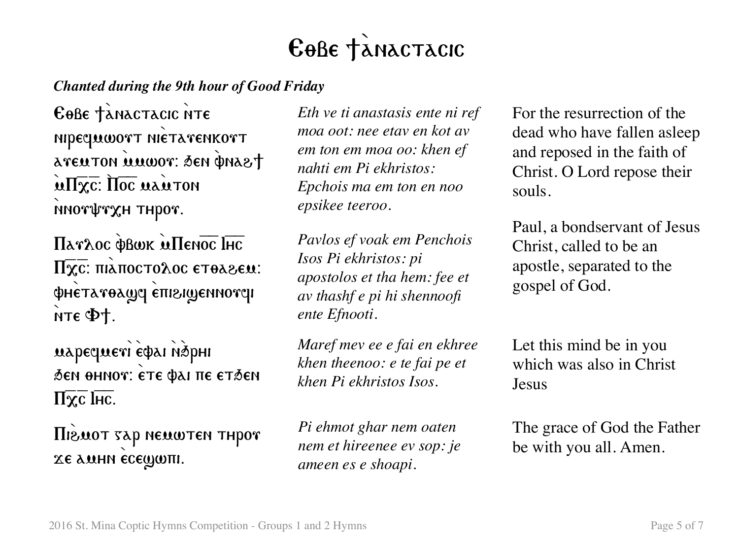# Ⲉⲑⲃⲉ ϯⲁ̀ⲛⲁⲥⲧⲁⲥⲓⲥ

***Chanted during the 9th hour of Good Friday***

| | | |
|---|---|---|
| Ⲉⲑⲃⲉ ϯⲁ̀ⲛⲁⲥⲧⲁⲥⲓⲥ ⲛ̀ⲧⲉ ⲛⲓⲣⲉϥⲙⲱⲟⲩⲧ ⲛⲏⲉ̀ⲧⲁⲩⲉⲛⲕⲟⲧ ⲁⲩⲉⲙⲧⲟⲛ ⲙ̀ⲙⲱⲟⲩ: ϧⲉⲛ ⲫ̀ⲛⲁϩϯ ⲙ̀Ⲡⲭ̅ⲥ̅: Ⲡ̀ⲟ̅ⲥ̅ ⲙⲁ̀ⲙ̀ⲧⲟⲛ ⲛ̀ⲛⲟⲩⲯⲩⲭⲏ ⲧⲏⲣⲟⲩ. | *Eth ve ti anastasis ente ni ref moa oot: nee etav en kot av em ton em moa oo: khen ef nahti em Pi ekhristos: Epchois ma em ton en noo epsikee teeroo.* | For the resurrection of the dead who have fallen asleep and reposed in the faith of Christ. O Lord repose their souls. |
| Ⲡⲁⲩⲗⲟⲥ ⲫ̀ⲃⲱⲕ ⲙ̀Ⲡⲉⲛⲟ̅ⲥ̅ Ⲓⲏ̅ⲥ̅ Ⲡⲭ̅ⲥ̅: ⲡⲓⲁ̀ⲡⲟⲥⲧⲟⲗⲟⲥ ⲉⲧⲑⲁϩⲉⲙ: ⲫⲏⲉ̀ⲧⲁⲩⲑⲁϣϥ ⲉ̀ⲡⲓϩⲓϣⲉⲛⲛⲟⲩϥⲓ ⲛ̀ⲧⲉ Ⲫϯ. | *Pavlos ef voak em Penchois Isos Pi ekhristos: pi apostolos et tha hem: fee et av thashf e pi hi shennoofi ente Efnooti.* | Paul, a bondservant of Jesus Christ, called to be an apostle, separated to the gospel of God. |
| ⲙⲁⲣⲉϥⲙⲉⲩⲓ̀ ⲉ̀ⲫⲁⲓ ⲛ̀ϧ̀ⲣⲏⲓ ϧⲉⲛ ⲑⲏⲛⲟⲩ: ⲉ̀ⲧⲉ ⲫⲁⲓ ⲡⲉ ⲉⲧϧⲉⲛ Ⲡⲭ̅ⲥ̅ Ⲓⲏ̅ⲥ̅. | *Maref mev ee e fai en ekhree khen theenoo: e te fai pe et khen Pi ekhristos Isos.* | Let this mind be in you which was also in Christ Jesus |
| Ⲡⲓϩ̀ⲙⲟⲧ ⲅⲁⲣ ⲛⲉⲙⲱⲧⲉⲛ ⲧⲏⲣⲟⲩ ϫⲉ ⲁⲙⲏⲛ ⲉ̀ⲥⲉϣⲱⲡⲓ. | *Pi ehmot ghar nem oaten nem et hireenee ev sop: je ameen es e shoapi.* | The grace of God the Father be with you all. Amen. |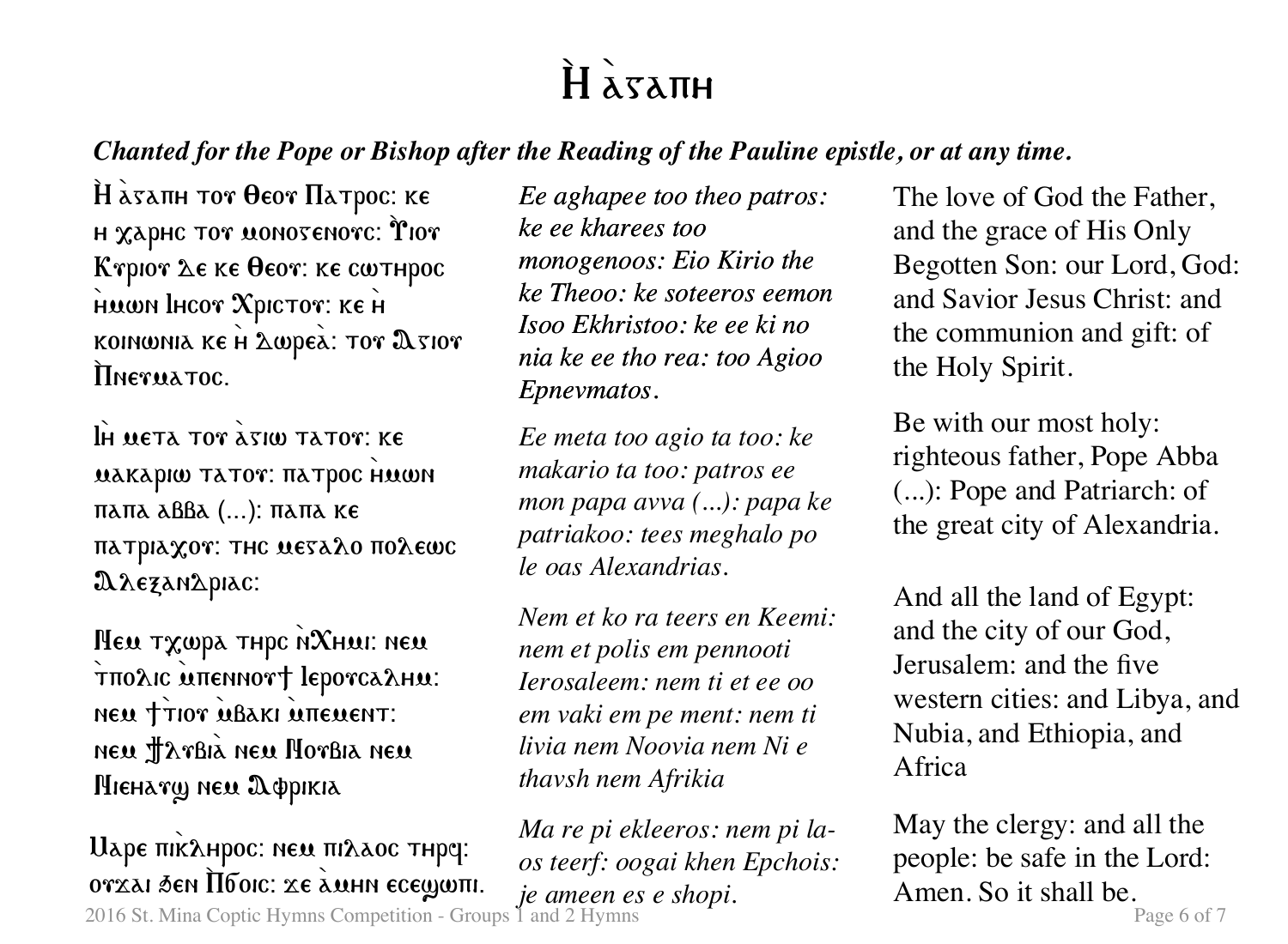# Ⲏ̀ ⲁ̀ⲅⲁⲡⲏ

***Chanted for the Pope or Bishop after the Reading of the Pauline epistle, or at any time.***

Ⲏ̀ ⲁ̀ⲅⲁⲡⲏ ⲧⲟⲩ Ⲑⲉⲟⲩ Ⲡⲁⲧⲣⲟⲥ: ⲕⲉ ⲏ ⲭⲁⲣⲏⲥ ⲧⲟⲩ ⲙⲟⲛⲟⲅⲉⲛⲟⲩⲥ: Ⲩ̀ⲓⲟⲩ Ⲕⲩⲣⲓⲟⲩ ⲇⲉ ⲕⲉ Ⲑⲉⲟⲩ: ⲕⲉ ⲥⲱⲧⲏⲣⲟⲥ ⲏ̀ⲙⲱⲛ Ⲓⲏⲥⲟⲩ Ⲭⲣⲓⲥⲧⲟⲩ: ⲕⲉ ⲏ̀ ⲕⲟⲓⲛⲱⲛⲓⲁ ⲕⲉ ⲏ̀ ⲇⲱⲣⲉⲁ̀: ⲧⲟⲩ Ⲁ̀ⲅⲓⲟⲩ Ⲡ̀ⲛⲉⲩⲙⲁⲧⲟⲥ.

*Ee aghapee too theo patros: ke ee kharees too monogenoos: Eio Kirio the ke Theoo: ke soteeros eemon Isoo Ekhristoo: ke ee ki no nia ke ee tho rea: too Agioo Epnevmatos.*

The love of God the Father, and the grace of His Only Begotten Son: our Lord, God: and Savior Jesus Christ: and the communion and gift: of the Holy Spirit.

Ⲓ̀ⲏ ⲙⲉⲧⲁ ⲧⲟⲩ ⲁ̀ⲅⲓⲱ ⲧⲁⲧⲟⲩ: ⲕⲉ ⲙⲁⲕⲁⲣⲓⲱ ⲧⲁⲧⲟⲩ: ⲡⲁⲧⲣⲟⲥ ⲏ̀ⲙⲱⲛ ⲡⲁⲡⲁ ⲁⲃⲃⲁ (...): ⲡⲁⲡⲁ ⲕⲉ ⲡⲁⲧⲣⲓⲁⲭⲟⲩ: ⲧⲏⲥ ⲙⲉⲅⲁⲗⲟ ⲡⲟⲗⲉⲱⲥ Ⲁⲗⲉⲝⲁⲛⲇⲣⲓⲁⲥ:

*Ee meta too agio ta too: ke makario ta too: patros ee mon papa avva (...): papa ke patriakoo: tees meghalo po le oas Alexandrias.*

Be with our most holy: righteous father, Pope Abba (...): Pope and Patriarch: of the great city of Alexandria.

Ⲛⲉⲙ ⲧ̀ⲭⲱⲣⲁ ⲧⲏⲣⲥ ⲛ̀Ⲭⲏⲙⲓ: ⲛⲉⲙ ⲧ̀ⲡⲟⲗⲓⲥ ⲙ̀ⲡⲉⲛⲛⲟⲩϯ Ⲓⲉⲣⲟⲩⲥⲁⲗⲏⲙ: ⲛⲉⲙ ϯⲧ̀ⲓⲟⲩ ⲙ̀ⲃⲁⲕⲓ ⲙ̀ⲡⲉⲙⲉⲛⲧ: ⲛⲉⲙ ϯⲗⲩⲃⲓⲁ̀ ⲛⲉⲙ Ⲛⲟⲩⲃⲓⲁ ⲛⲉⲙ Ⲛⲓⲉⲑⲁⲩϣ ⲛⲉⲙ Ⲁⲫⲣⲓⲕⲓⲁ

*Nem et ko ra teers en Keemi: nem et polis em pennooti Ierosaleem: nem ti et ee oo em vaki em pe ment: nem ti livia nem Noovia nem Ni e thavsh nem Afrikia*

And all the land of Egypt: and the city of our God, Jerusalem: and the five western cities: and Libya, and Nubia, and Ethiopia, and Africa

Ⲙⲁⲣⲉ ⲡⲓⲕ̀ⲗⲏⲣⲟⲥ: ⲛⲉⲙ ⲡⲓⲗⲁⲟⲥ ⲧⲏⲣϥ: ⲟⲩϫⲁⲓ ϧⲉⲛ Ⲡ̀ϭⲟⲓⲥ: ϫⲉ ⲁ̀ⲙⲏⲛ ⲉⲥⲉϣⲱⲡⲓ.

*Ma re pi ekleeros: nem pi la-os teerf: oogai khen Epchois: je ameen es e shopi.*

May the clergy: and all the people: be safe in the Lord: Amen. So it shall be.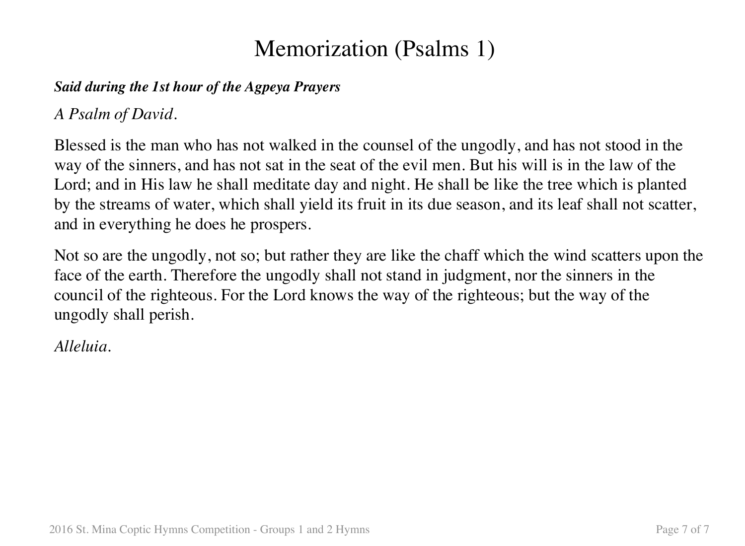# Memorization (Psalms 1)

***Said during the 1st hour of the Agpeya Prayers***

*A Psalm of David.*

Blessed is the man who has not walked in the counsel of the ungodly, and has not stood in the way of the sinners, and has not sat in the seat of the evil men. But his will is in the law of the Lord; and in His law he shall meditate day and night. He shall be like the tree which is planted by the streams of water, which shall yield its fruit in its due season, and its leaf shall not scatter, and in everything he does he prospers.

Not so are the ungodly, not so; but rather they are like the chaff which the wind scatters upon the face of the earth. Therefore the ungodly shall not stand in judgment, nor the sinners in the council of the righteous. For the Lord knows the way of the righteous; but the way of the ungodly shall perish.

*Alleluia.*